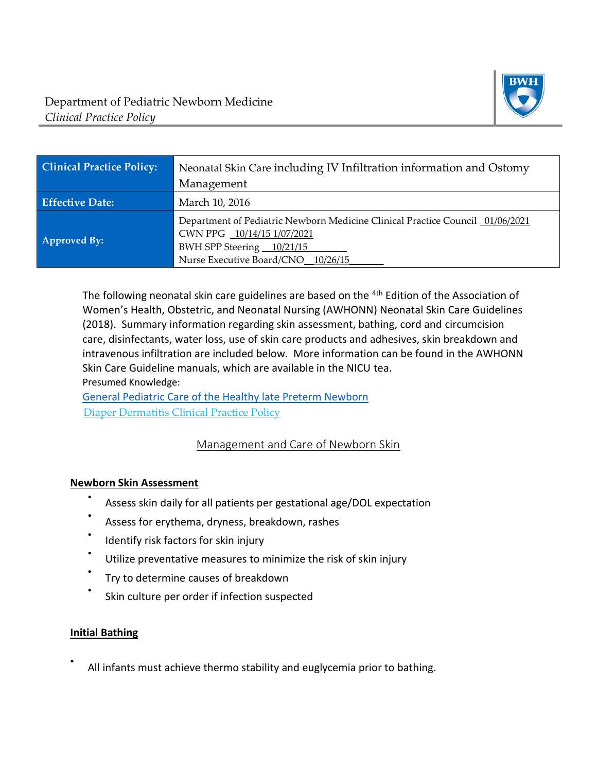Department of Pediatric Newborn Medicine
*Clinical Practice Policy*

| **Clinical Practice Policy:** | Neonatal Skin Care including IV Infiltration information and Ostomy Management |
| --- | --- |
| **Effective Date:** | March 10, 2016 |
| **Approved By:** | Department of Pediatric Newborn Medicine Clinical Practice Council _01/06/2021<br>CWN PPG _10/14/15 1/07/2021<br>BWH SPP Steering __10/21/15________<br>Nurse Executive Board/CNO__10/26/15______ |

The following neonatal skin care guidelines are based on the 4th Edition of the Association of Women's Health, Obstetric, and Neonatal Nursing (AWHONN) Neonatal Skin Care Guidelines (2018). Summary information regarding skin assessment, bathing, cord and circumcision care, disinfectants, water loss, use of skin care products and adhesives, skin breakdown and intravenous infiltration are included below. More information can be found in the AWHONN Skin Care Guideline manuals, which are available in the NICU tea.

Presumed Knowledge:

General Pediatric Care of the Healthy late Preterm Newborn

Diaper Dermatitis Clinical Practice Policy

## Management and Care of Newborn Skin

### Newborn Skin Assessment

- Assess skin daily for all patients per gestational age/DOL expectation
- Assess for erythema, dryness, breakdown, rashes
- Identify risk factors for skin injury
- Utilize preventative measures to minimize the risk of skin injury
- Try to determine causes of breakdown
- Skin culture per order if infection suspected

### Initial Bathing

- All infants must achieve thermo stability and euglycemia prior to bathing.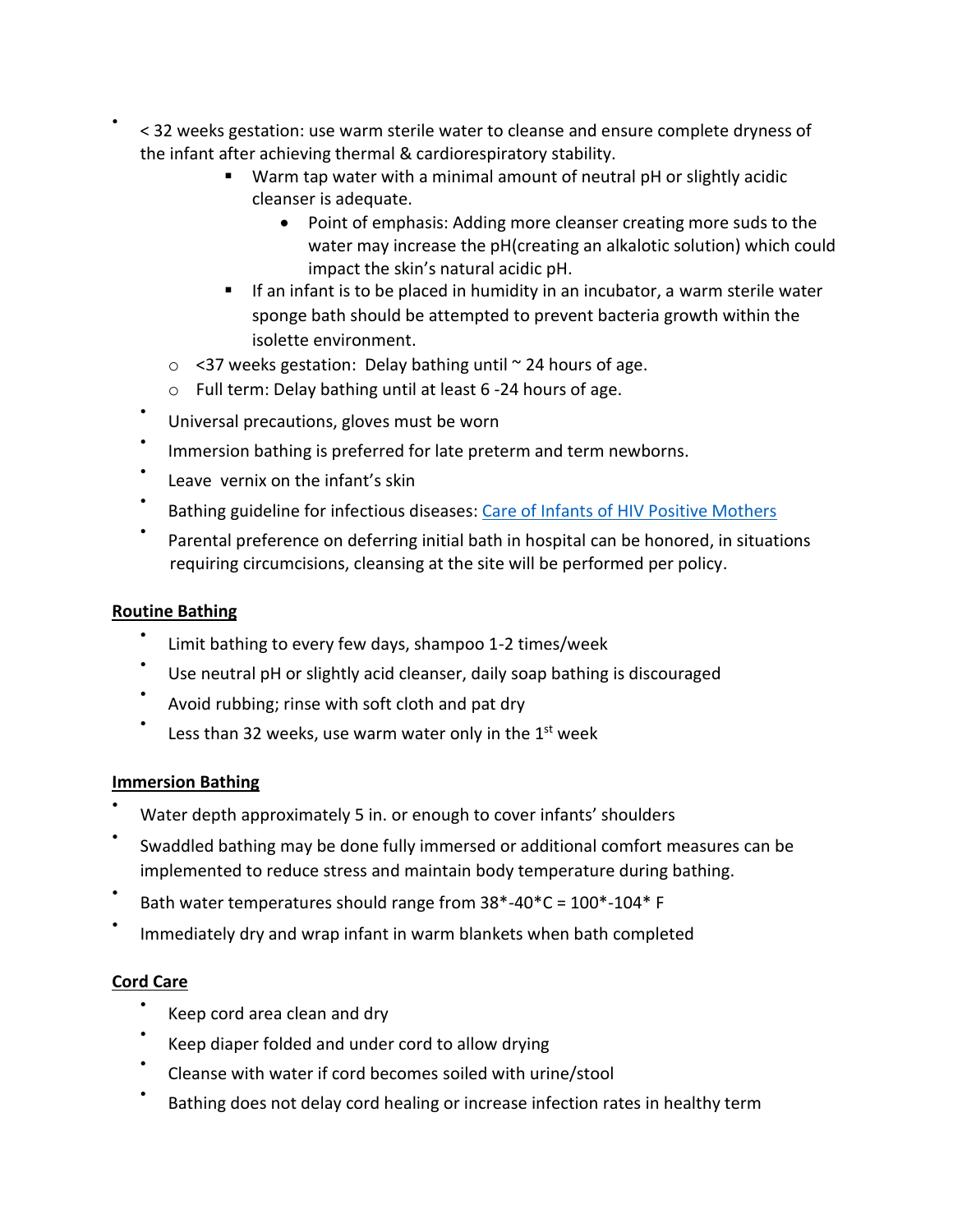- < 32 weeks gestation: use warm sterile water to cleanse and ensure complete dryness of the infant after achieving thermal & cardiorespiratory stability.
    - Warm tap water with a minimal amount of neutral pH or slightly acidic cleanser is adequate.
        - Point of emphasis: Adding more cleanser creating more suds to the water may increase the pH(creating an alkalotic solution) which could impact the skin's natural acidic pH.
    - If an infant is to be placed in humidity in an incubator, a warm sterile water sponge bath should be attempted to prevent bacteria growth within the isolette environment.
  - <37 weeks gestation: Delay bathing until ~ 24 hours of age.
  - Full term: Delay bathing until at least 6 -24 hours of age.
- Universal precautions, gloves must be worn
- Immersion bathing is preferred for late preterm and term newborns.
- Leave vernix on the infant's skin
- Bathing guideline for infectious diseases: [Care of Infants of HIV Positive Mothers]
- Parental preference on deferring initial bath in hospital can be honored, in situations requiring circumcisions, cleansing at the site will be performed per policy.

**Routine Bathing**

- Limit bathing to every few days, shampoo 1-2 times/week
- Use neutral pH or slightly acid cleanser, daily soap bathing is discouraged
- Avoid rubbing; rinse with soft cloth and pat dry
- Less than 32 weeks, use warm water only in the 1st week

**Immersion Bathing**

- Water depth approximately 5 in. or enough to cover infants' shoulders
- Swaddled bathing may be done fully immersed or additional comfort measures can be implemented to reduce stress and maintain body temperature during bathing.
- Bath water temperatures should range from 38*-40*C = 100*-104* F
- Immediately dry and wrap infant in warm blankets when bath completed

**Cord Care**

- Keep cord area clean and dry
- Keep diaper folded and under cord to allow drying
- Cleanse with water if cord becomes soiled with urine/stool
- Bathing does not delay cord healing or increase infection rates in healthy term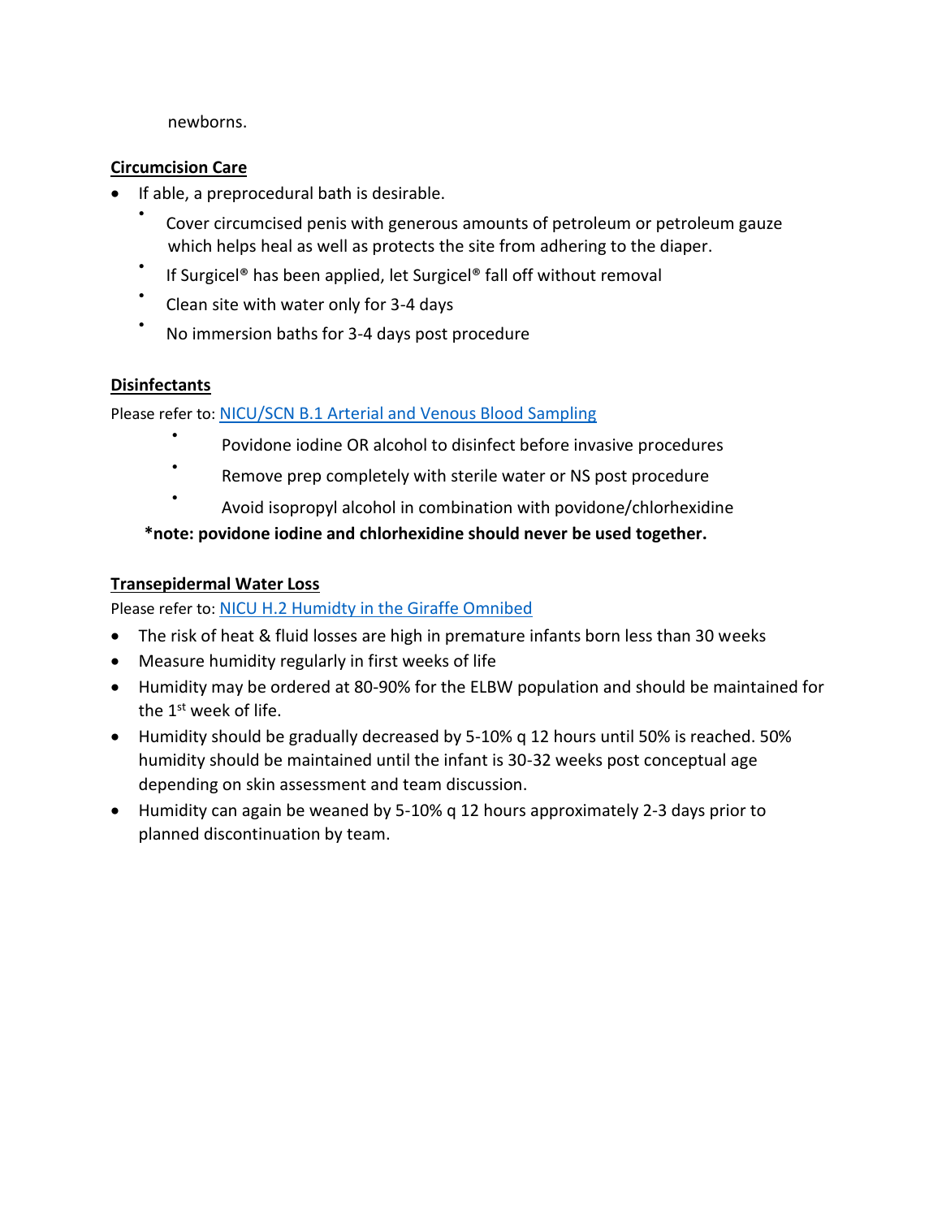newborns.

**Circumcision Care**

- If able, a preprocedural bath is desirable.
  - Cover circumcised penis with generous amounts of petroleum or petroleum gauze which helps heal as well as protects the site from adhering to the diaper.
  - If Surgicel® has been applied, let Surgicel® fall off without removal
  - Clean site with water only for 3-4 days
  - No immersion baths for 3-4 days post procedure

**Disinfectants**

Please refer to: [NICU/SCN B.1 Arterial and Venous Blood Sampling]

- Povidone iodine OR alcohol to disinfect before invasive procedures
- Remove prep completely with sterile water or NS post procedure
- Avoid isopropyl alcohol in combination with povidone/chlorhexidine

**\*note: povidone iodine and chlorhexidine should never be used together.**

**Transepidermal Water Loss**

Please refer to: [NICU H.2 Humidty in the Giraffe Omnibed]

- The risk of heat & fluid losses are high in premature infants born less than 30 weeks
- Measure humidity regularly in first weeks of life
- Humidity may be ordered at 80-90% for the ELBW population and should be maintained for the 1st week of life.
- Humidity should be gradually decreased by 5-10% q 12 hours until 50% is reached. 50% humidity should be maintained until the infant is 30-32 weeks post conceptual age depending on skin assessment and team discussion.
- Humidity can again be weaned by 5-10% q 12 hours approximately 2-3 days prior to planned discontinuation by team.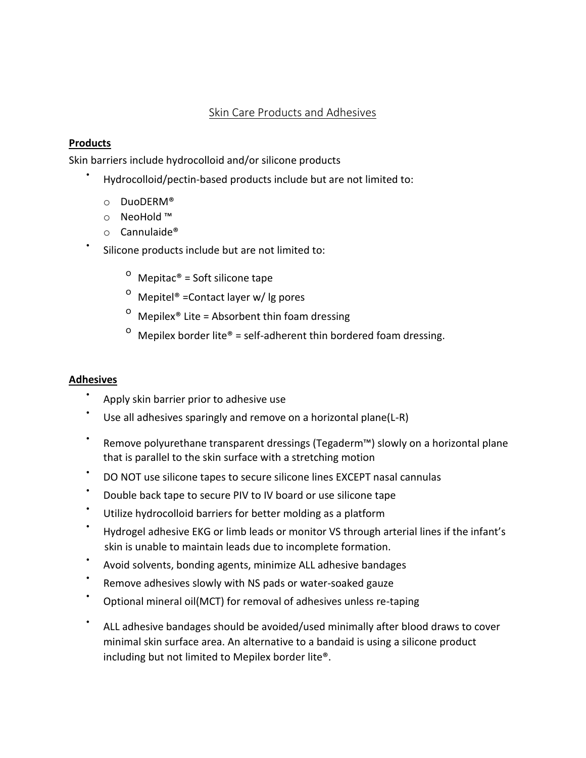# Skin Care Products and Adhesives

## Products

Skin barriers include hydrocolloid and/or silicone products

- Hydrocolloid/pectin-based products include but are not limited to:
    - DuoDERM®
    - NeoHold ™
    - Cannulaide®
- Silicone products include but are not limited to:
    - Mepitac® = Soft silicone tape
    - Mepitel® =Contact layer w/ lg pores
    - Mepilex® Lite = Absorbent thin foam dressing
    - Mepilex border lite® = self-adherent thin bordered foam dressing.

## Adhesives

- Apply skin barrier prior to adhesive use
- Use all adhesives sparingly and remove on a horizontal plane(L-R)
- Remove polyurethane transparent dressings (Tegaderm™) slowly on a horizontal plane that is parallel to the skin surface with a stretching motion
- DO NOT use silicone tapes to secure silicone lines EXCEPT nasal cannulas
- Double back tape to secure PIV to IV board or use silicone tape
- Utilize hydrocolloid barriers for better molding as a platform
- Hydrogel adhesive EKG or limb leads or monitor VS through arterial lines if the infant's skin is unable to maintain leads due to incomplete formation.
- Avoid solvents, bonding agents, minimize ALL adhesive bandages
- Remove adhesives slowly with NS pads or water-soaked gauze
- Optional mineral oil(MCT) for removal of adhesives unless re-taping
- ALL adhesive bandages should be avoided/used minimally after blood draws to cover minimal skin surface area. An alternative to a bandaid is using a silicone product including but not limited to Mepilex border lite®.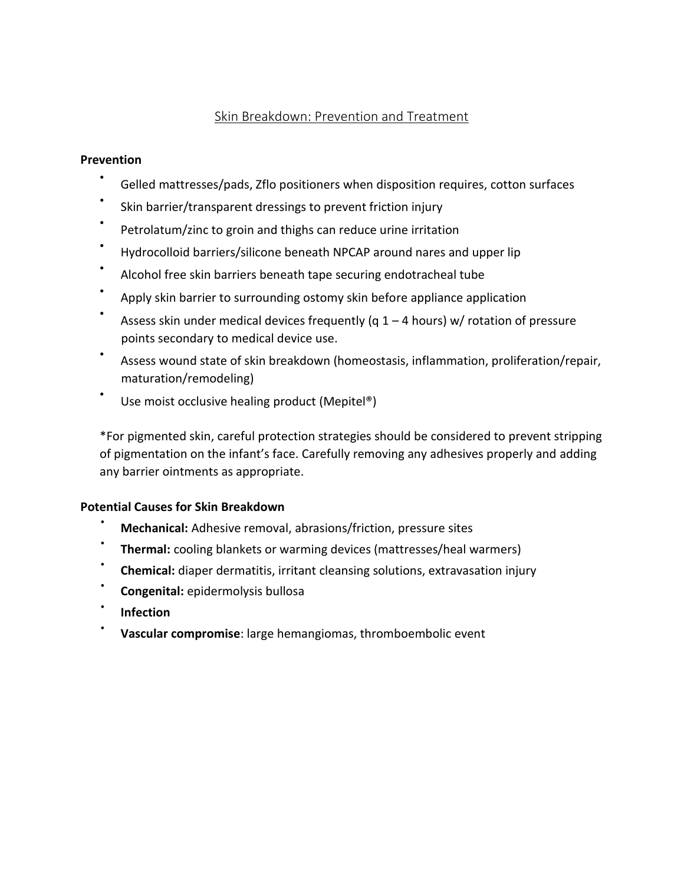# Skin Breakdown: Prevention and Treatment

**Prevention**

- Gelled mattresses/pads, Zflo positioners when disposition requires, cotton surfaces
- Skin barrier/transparent dressings to prevent friction injury
- Petrolatum/zinc to groin and thighs can reduce urine irritation
- Hydrocolloid barriers/silicone beneath NPCAP around nares and upper lip
- Alcohol free skin barriers beneath tape securing endotracheal tube
- Apply skin barrier to surrounding ostomy skin before appliance application
- Assess skin under medical devices frequently (q 1 – 4 hours) w/ rotation of pressure points secondary to medical device use.
- Assess wound state of skin breakdown (homeostasis, inflammation, proliferation/repair, maturation/remodeling)
- Use moist occlusive healing product (Mepitel®)

*For pigmented skin, careful protection strategies should be considered to prevent stripping of pigmentation on the infant's face. Carefully removing any adhesives properly and adding any barrier ointments as appropriate.

**Potential Causes for Skin Breakdown**

- **Mechanical:** Adhesive removal, abrasions/friction, pressure sites
- **Thermal:** cooling blankets or warming devices (mattresses/heal warmers)
- **Chemical:** diaper dermatitis, irritant cleansing solutions, extravasation injury
- **Congenital:** epidermolysis bullosa
- **Infection**
- **Vascular compromise**: large hemangiomas, thromboembolic event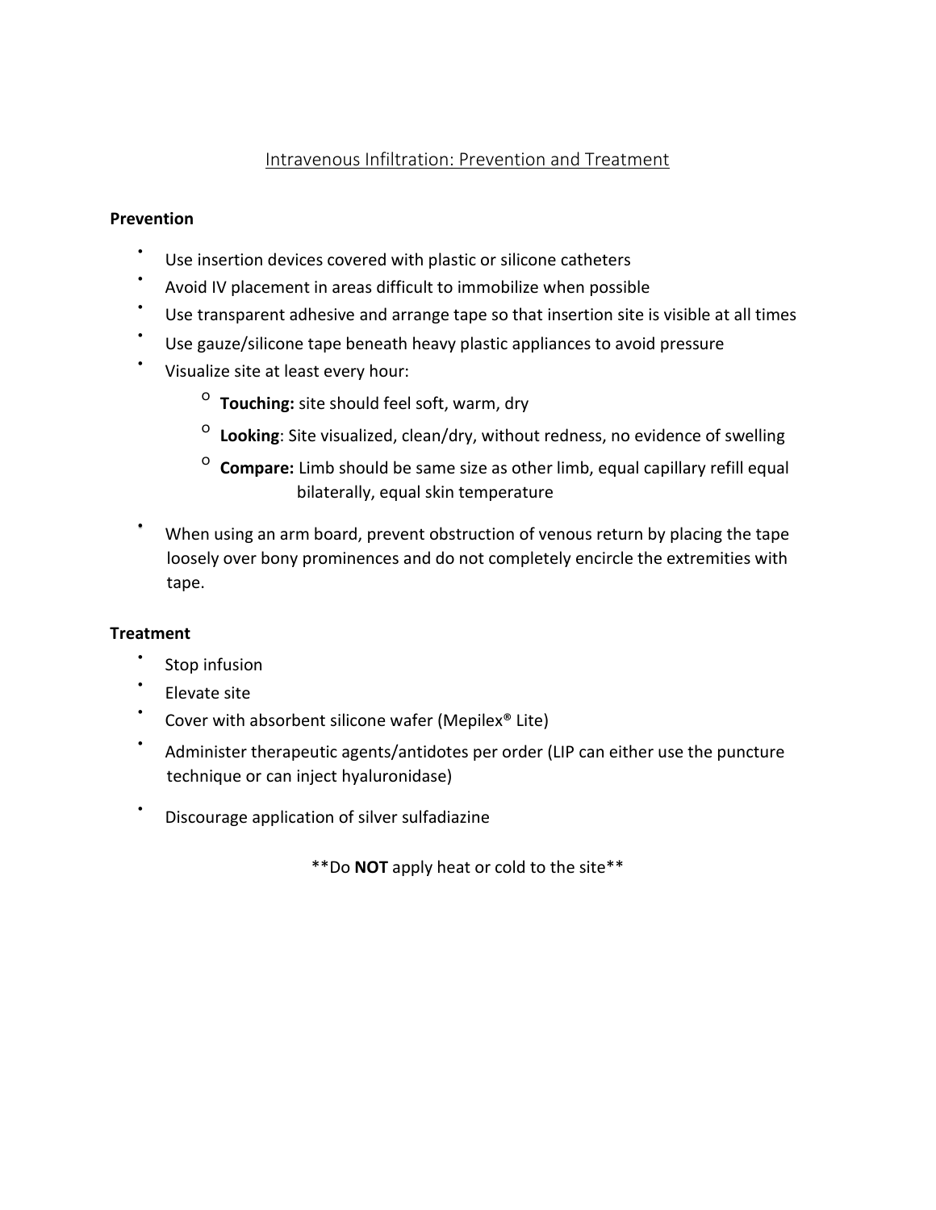## Intravenous Infiltration: Prevention and Treatment

**Prevention**

- Use insertion devices covered with plastic or silicone catheters
- Avoid IV placement in areas difficult to immobilize when possible
- Use transparent adhesive and arrange tape so that insertion site is visible at all times
- Use gauze/silicone tape beneath heavy plastic appliances to avoid pressure
- Visualize site at least every hour:
    - **Touching:** site should feel soft, warm, dry
    - **Looking**: Site visualized, clean/dry, without redness, no evidence of swelling
    - **Compare:** Limb should be same size as other limb, equal capillary refill equal bilaterally, equal skin temperature
- When using an arm board, prevent obstruction of venous return by placing the tape loosely over bony prominences and do not completely encircle the extremities with tape.

**Treatment**

- Stop infusion
- Elevate site
- Cover with absorbent silicone wafer (Mepilex® Lite)
- Administer therapeutic agents/antidotes per order (LIP can either use the puncture technique or can inject hyaluronidase)
- Discourage application of silver sulfadiazine

**Do **NOT** apply heat or cold to the site**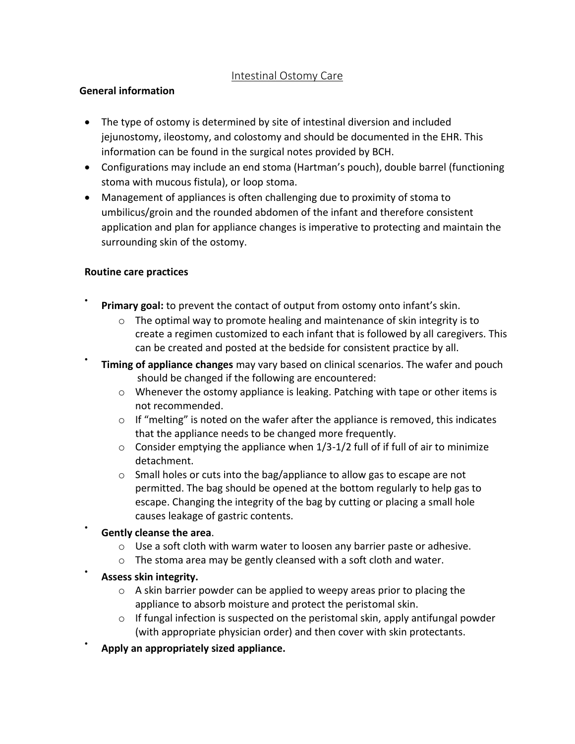# Intestinal Ostomy Care

**General information**

- The type of ostomy is determined by site of intestinal diversion and included jejunostomy, ileostomy, and colostomy and should be documented in the EHR. This information can be found in the surgical notes provided by BCH.
- Configurations may include an end stoma (Hartman's pouch), double barrel (functioning stoma with mucous fistula), or loop stoma.
- Management of appliances is often challenging due to proximity of stoma to umbilicus/groin and the rounded abdomen of the infant and therefore consistent application and plan for appliance changes is imperative to protecting and maintain the surrounding skin of the ostomy.

**Routine care practices**

- **Primary goal:** to prevent the contact of output from ostomy onto infant's skin.
  - The optimal way to promote healing and maintenance of skin integrity is to create a regimen customized to each infant that is followed by all caregivers. This can be created and posted at the bedside for consistent practice by all.
- **Timing of appliance changes** may vary based on clinical scenarios. The wafer and pouch should be changed if the following are encountered:
  - Whenever the ostomy appliance is leaking. Patching with tape or other items is not recommended.
  - If "melting" is noted on the wafer after the appliance is removed, this indicates that the appliance needs to be changed more frequently.
  - Consider emptying the appliance when 1/3-1/2 full of if full of air to minimize detachment.
  - Small holes or cuts into the bag/appliance to allow gas to escape are not permitted. The bag should be opened at the bottom regularly to help gas to escape. Changing the integrity of the bag by cutting or placing a small hole causes leakage of gastric contents.
- **Gently cleanse the area**.
  - Use a soft cloth with warm water to loosen any barrier paste or adhesive.
  - The stoma area may be gently cleansed with a soft cloth and water.
- **Assess skin integrity.**
  - A skin barrier powder can be applied to weepy areas prior to placing the appliance to absorb moisture and protect the peristomal skin.
  - If fungal infection is suspected on the peristomal skin, apply antifungal powder (with appropriate physician order) and then cover with skin protectants.
- **Apply an appropriately sized appliance.**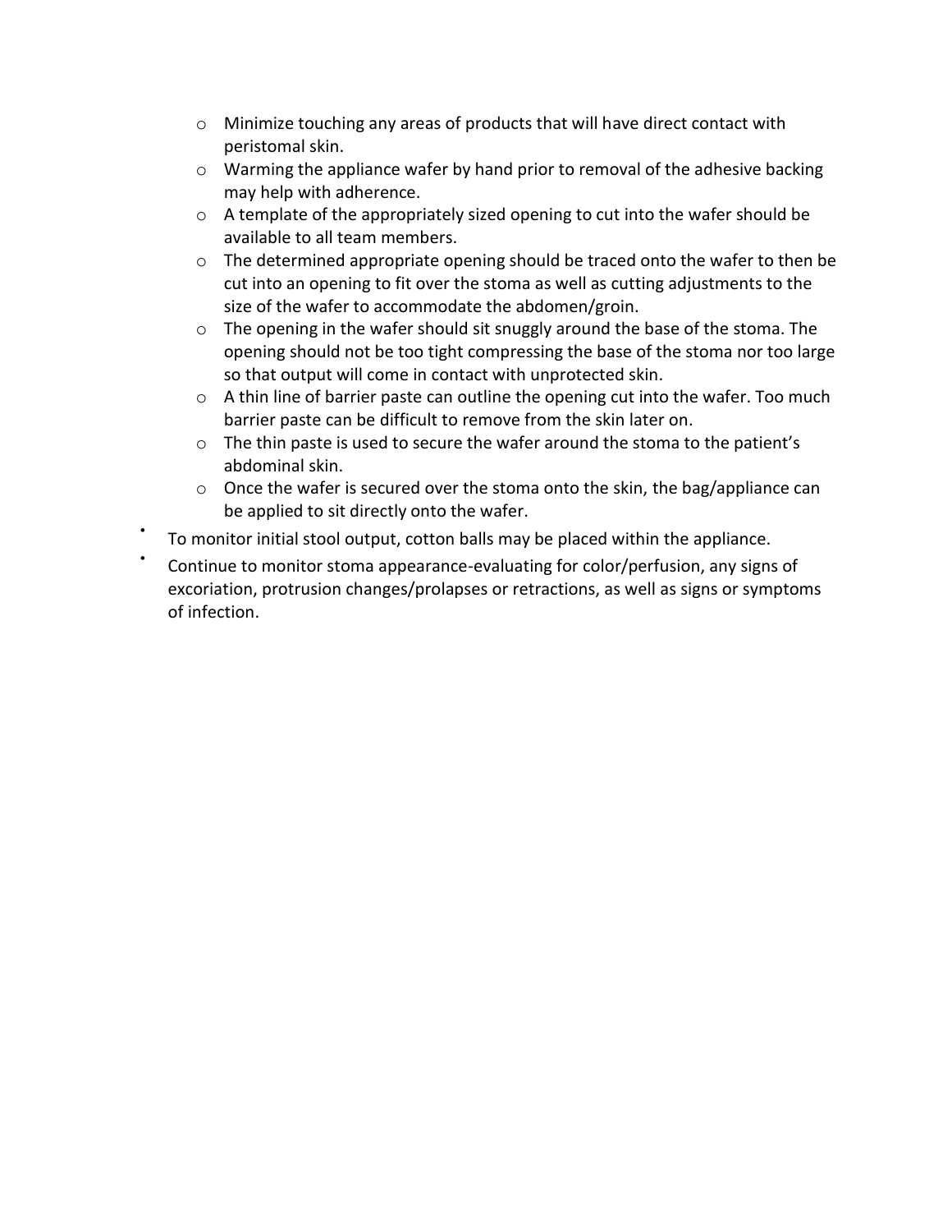- Minimize touching any areas of products that will have direct contact with peristomal skin.
  - Warming the appliance wafer by hand prior to removal of the adhesive backing may help with adherence.
  - A template of the appropriately sized opening to cut into the wafer should be available to all team members.
  - The determined appropriate opening should be traced onto the wafer to then be cut into an opening to fit over the stoma as well as cutting adjustments to the size of the wafer to accommodate the abdomen/groin.
  - The opening in the wafer should sit snuggly around the base of the stoma. The opening should not be too tight compressing the base of the stoma nor too large so that output will come in contact with unprotected skin.
  - A thin line of barrier paste can outline the opening cut into the wafer. Too much barrier paste can be difficult to remove from the skin later on.
  - The thin paste is used to secure the wafer around the stoma to the patient's abdominal skin.
  - Once the wafer is secured over the stoma onto the skin, the bag/appliance can be applied to sit directly onto the wafer.
- To monitor initial stool output, cotton balls may be placed within the appliance.
- Continue to monitor stoma appearance-evaluating for color/perfusion, any signs of excoriation, protrusion changes/prolapses or retractions, as well as signs or symptoms of infection.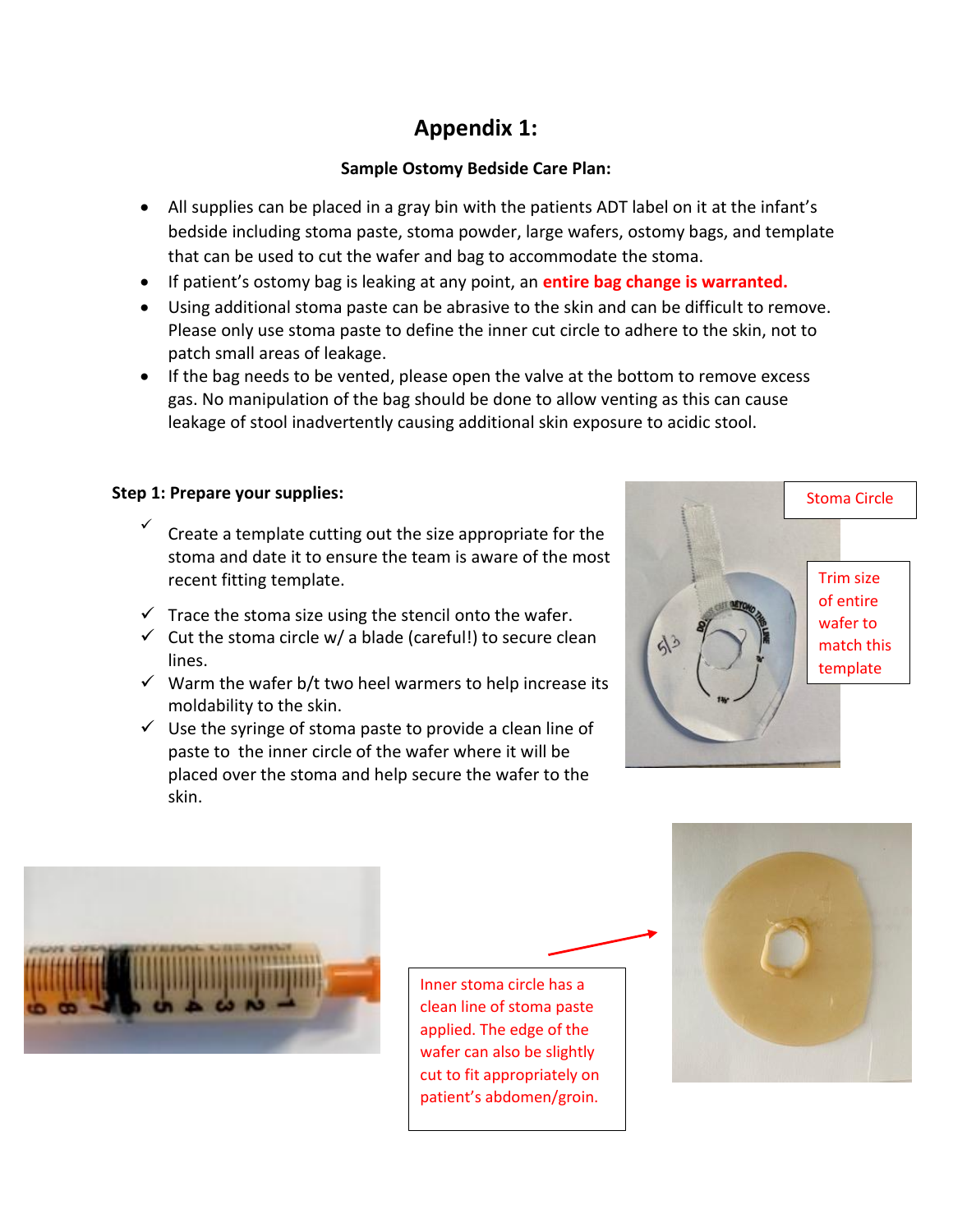# Appendix 1:

## Sample Ostomy Bedside Care Plan:

- All supplies can be placed in a gray bin with the patients ADT label on it at the infant's bedside including stoma paste, stoma powder, large wafers, ostomy bags, and template that can be used to cut the wafer and bag to accommodate the stoma.
- If patient's ostomy bag is leaking at any point, an **entire bag change is warranted.**
- Using additional stoma paste can be abrasive to the skin and can be difficult to remove. Please only use stoma paste to define the inner cut circle to adhere to the skin, not to patch small areas of leakage.
- If the bag needs to be vented, please open the valve at the bottom to remove excess gas. No manipulation of the bag should be done to allow venting as this can cause leakage of stool inadvertently causing additional skin exposure to acidic stool.

**Step 1: Prepare your supplies:**

- ✓ Create a template cutting out the size appropriate for the stoma and date it to ensure the team is aware of the most recent fitting template.
- ✓ Trace the stoma size using the stencil onto the wafer.
- ✓ Cut the stoma circle w/ a blade (careful!) to secure clean lines.
- ✓ Warm the wafer b/t two heel warmers to help increase its moldability to the skin.
- ✓ Use the syringe of stoma paste to provide a clean line of paste to the inner circle of the wafer where it will be placed over the stoma and help secure the wafer to the skin.

Stoma Circle

Trim size of entire wafer to match this template

Inner stoma circle has a clean line of stoma paste applied. The edge of the wafer can also be slightly cut to fit appropriately on patient's abdomen/groin.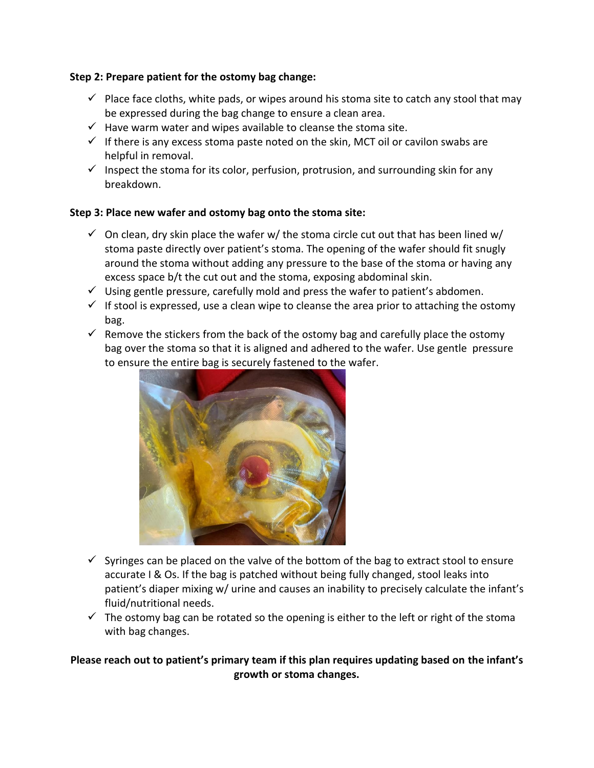**Step 2: Prepare patient for the ostomy bag change:**

- ✓ Place face cloths, white pads, or wipes around his stoma site to catch any stool that may be expressed during the bag change to ensure a clean area.
- ✓ Have warm water and wipes available to cleanse the stoma site.
- ✓ If there is any excess stoma paste noted on the skin, MCT oil or cavilon swabs are helpful in removal.
- ✓ Inspect the stoma for its color, perfusion, protrusion, and surrounding skin for any breakdown.

**Step 3: Place new wafer and ostomy bag onto the stoma site:**

- ✓ On clean, dry skin place the wafer w/ the stoma circle cut out that has been lined w/ stoma paste directly over patient's stoma. The opening of the wafer should fit snugly around the stoma without adding any pressure to the base of the stoma or having any excess space b/t the cut out and the stoma, exposing abdominal skin.
- ✓ Using gentle pressure, carefully mold and press the wafer to patient's abdomen.
- ✓ If stool is expressed, use a clean wipe to cleanse the area prior to attaching the ostomy bag.
- ✓ Remove the stickers from the back of the ostomy bag and carefully place the ostomy bag over the stoma so that it is aligned and adhered to the wafer. Use gentle pressure to ensure the entire bag is securely fastened to the wafer.
- ✓ Syringes can be placed on the valve of the bottom of the bag to extract stool to ensure accurate I & Os. If the bag is patched without being fully changed, stool leaks into patient's diaper mixing w/ urine and causes an inability to precisely calculate the infant's fluid/nutritional needs.
- ✓ The ostomy bag can be rotated so the opening is either to the left or right of the stoma with bag changes.

**Please reach out to patient's primary team if this plan requires updating based on the infant's growth or stoma changes.**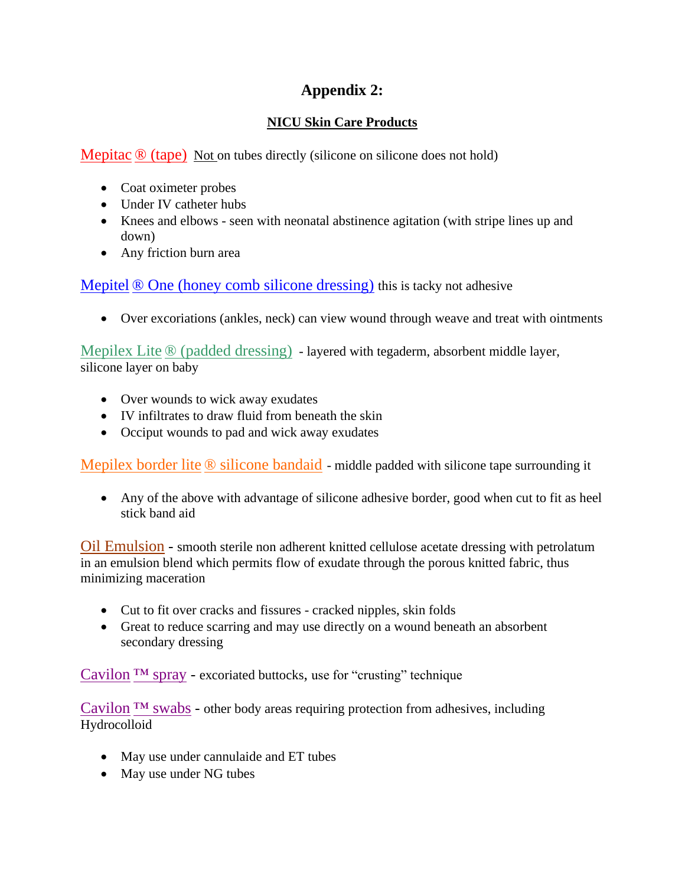# Appendix 2:

## NICU Skin Care Products

Mepitac ® (tape) Not on tubes directly (silicone on silicone does not hold)

- Coat oximeter probes
- Under IV catheter hubs
- Knees and elbows - seen with neonatal abstinence agitation (with stripe lines up and down)
- Any friction burn area

Mepitel ® One (honey comb silicone dressing) this is tacky not adhesive

- Over excoriations (ankles, neck) can view wound through weave and treat with ointments

Mepilex Lite ® (padded dressing) - layered with tegaderm, absorbent middle layer, silicone layer on baby

- Over wounds to wick away exudates
- IV infiltrates to draw fluid from beneath the skin
- Occiput wounds to pad and wick away exudates

Mepilex border lite ® silicone bandaid - middle padded with silicone tape surrounding it

- Any of the above with advantage of silicone adhesive border, good when cut to fit as heel stick band aid

Oil Emulsion - smooth sterile non adherent knitted cellulose acetate dressing with petrolatum in an emulsion blend which permits flow of exudate through the porous knitted fabric, thus minimizing maceration

- Cut to fit over cracks and fissures - cracked nipples, skin folds
- Great to reduce scarring and may use directly on a wound beneath an absorbent secondary dressing

Cavilon ™ spray - excoriated buttocks, use for "crusting" technique

Cavilon ™ swabs - other body areas requiring protection from adhesives, including Hydrocolloid

- May use under cannulaide and ET tubes
- May use under NG tubes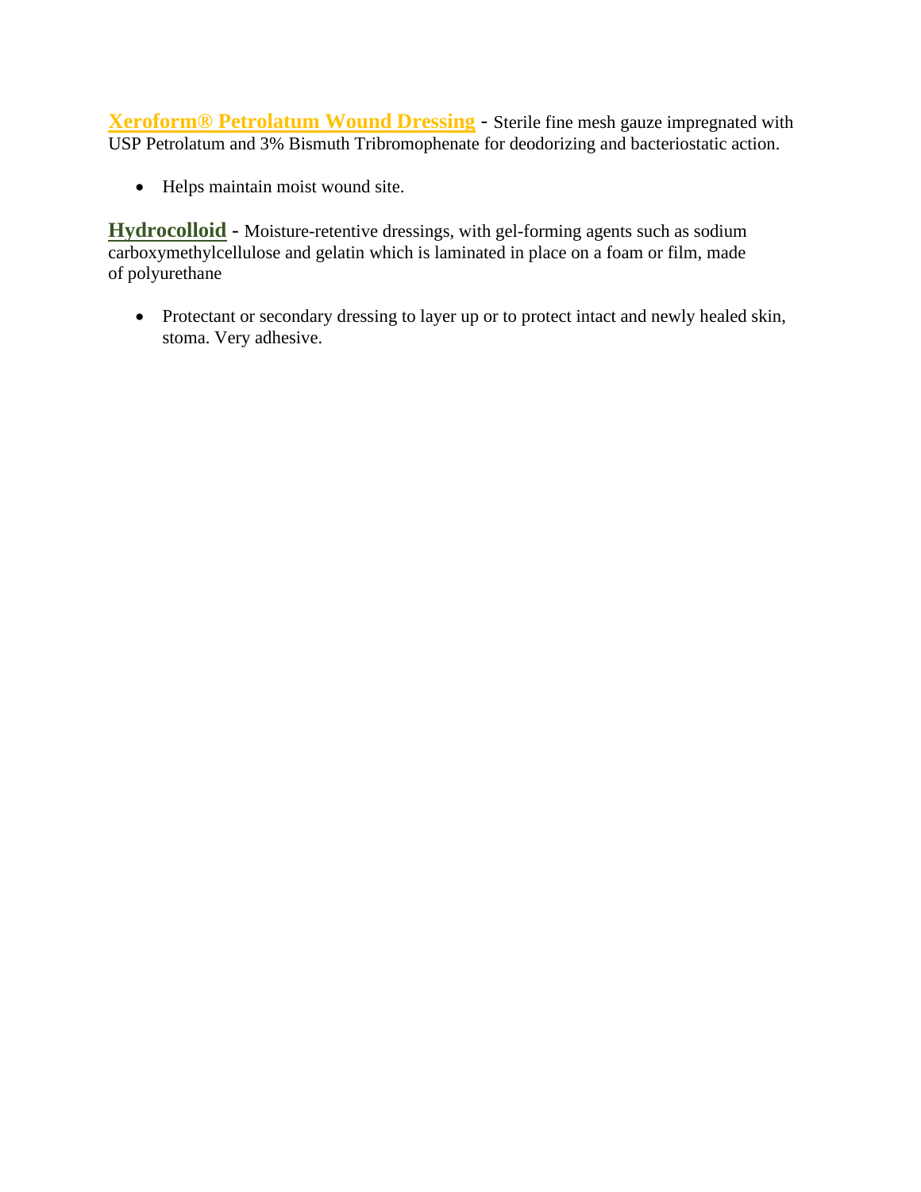**Xeroform® Petrolatum Wound Dressing** - Sterile fine mesh gauze impregnated with USP Petrolatum and 3% Bismuth Tribromophenate for deodorizing and bacteriostatic action.

- Helps maintain moist wound site.

**Hydrocolloid** - Moisture-retentive dressings, with gel-forming agents such as sodium carboxymethylcellulose and gelatin which is laminated in place on a foam or film, made of polyurethane

- Protectant or secondary dressing to layer up or to protect intact and newly healed skin, stoma. Very adhesive.